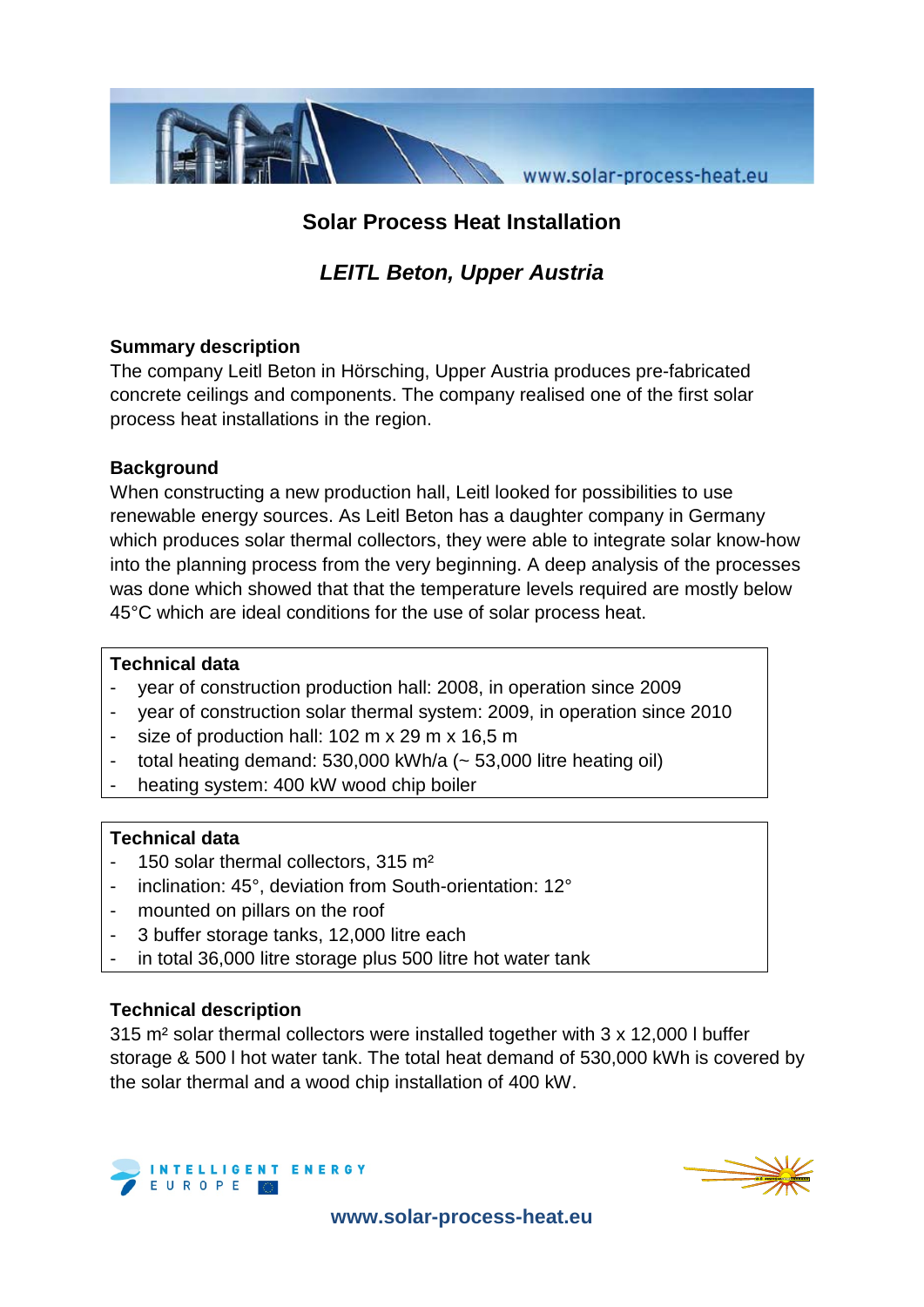# Solar Process Heat Installation

## *LEITL Beton, Upper Austria*

### Summary description

The company Leitl Beton in Hörsching, Upper Austria produces pre-fabricated concrete ceilings and components. The company realised one of the first solar process heat installations in the region.

### Background

When constructing a new production hall, Leitl looked for possibilities to use renewable energy sources. As Leitl Beton has a daughter company in Germany which produces solar thermal collectors, they were able to integrate solar know-how into the planning process from the very beginning. A deep analysis of the processes was done which showed that that the temperature levels required are mostly below 45°C which are ideal conditions for the use of solar process heat.

### Technical data

- year of construction production hall: 2008, in operation since 2009
- year of construction solar thermal system: 2009, in operation since 2010
- size of production hall: 102 m x 29 m x 16,5 m
- total heating demand: 530,000 kWh/a (~ 53,000 litre heating oil)
- heating system: 400 kW wood chip boiler

### Technical data

- 150 solar thermal collectors, 315 m²
- inclination: 45°, deviation from South-orientation: 12°
- mounted on pillars on the roof
- 3 buffer storage tanks, 12,000 litre each
- in total 36,000 litre storage plus 500 litre hot water tank

### Technical description

315 m² solar thermal collectors were installed together with 3 x 12,000 l buffer storage & 500 l hot water tank. The total heat demand of 530,000 kWh is covered by the solar thermal and a wood chip installation of 400 kW.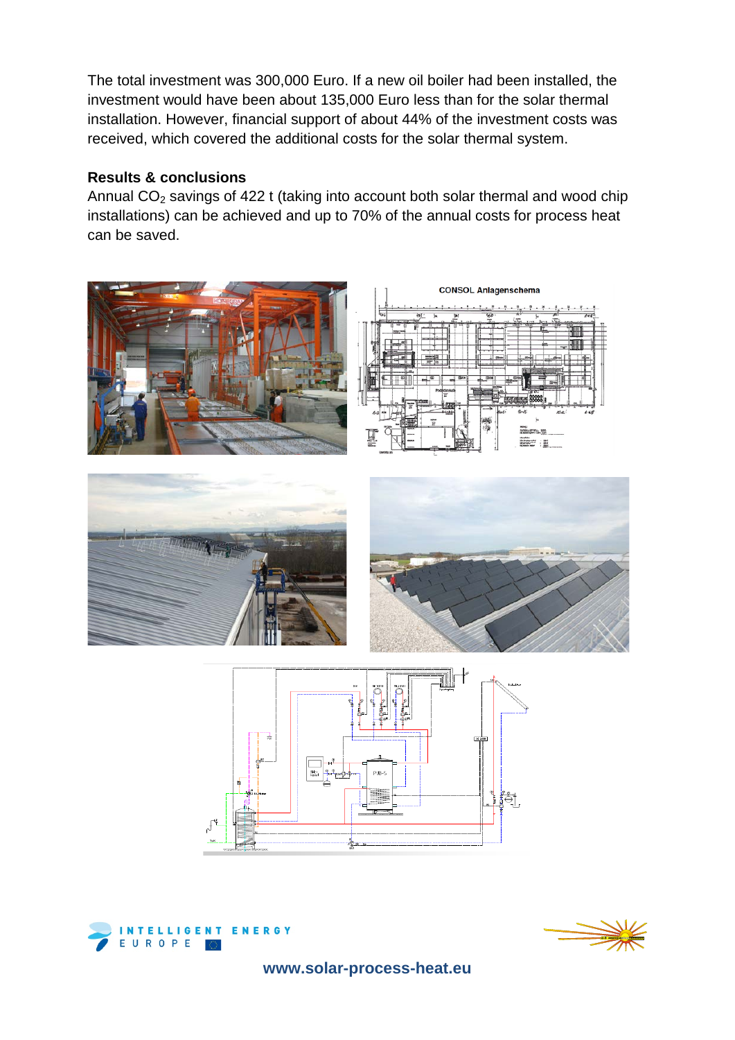The total investment was 300,000 Euro. If a new oil boiler had been installed, the investment would have been about 135,000 Euro less than for the solar thermal installation. However, financial support of about 44% of the investment costs was received, which covered the additional costs for the solar thermal system.

**Results & conclusions**

Annual $CO_2$ savings of 422 t (taking into account both solar thermal and wood chip installations) can be achieved and up to 70% of the annual costs for process heat can be saved.

CONSOL Anlagenschema

www.solar-process-heat.eu